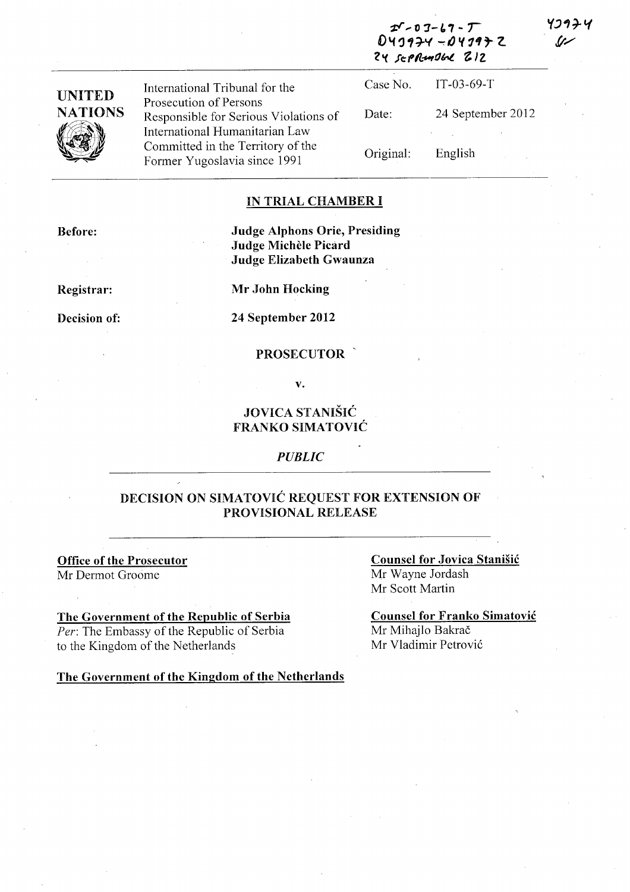IT-03-69-T
D43974 - D43972
24 September 2012

43974

**UNITED NATIONS**

International Tribunal for the Prosecution of Persons Responsible for Serious Violations of International Humanitarian Law Committed in the Territory of the Former Yugoslavia since 1991

| | |
|---|---|
| Case No. | IT-03-69-T |
| Date: | 24 September 2012 |
| Original: | English |

## IN TRIAL CHAMBER I

**Before:** **Judge Alphons Orie, Presiding**
**Judge Michèle Picard**
**Judge Elizabeth Gwaunza**

**Registrar:** **Mr John Hocking**

**Decision of:** **24 September 2012**

**PROSECUTOR**

**v.**

**JOVICA STANIŠIĆ**
**FRANKO SIMATOVIĆ**

***PUBLIC***

## DECISION ON SIMATOVIĆ REQUEST FOR EXTENSION OF PROVISIONAL RELEASE

**Office of the Prosecutor**
Mr Dermot Groome

**The Government of the Republic of Serbia**
*Per*: The Embassy of the Republic of Serbia to the Kingdom of the Netherlands

**The Government of the Kingdom of the Netherlands**

**Counsel for Jovica Stanišić**
Mr Wayne Jordash
Mr Scott Martin

**Counsel for Franko Simatović**
Mr Mihajlo Bakrač
Mr Vladimir Petrović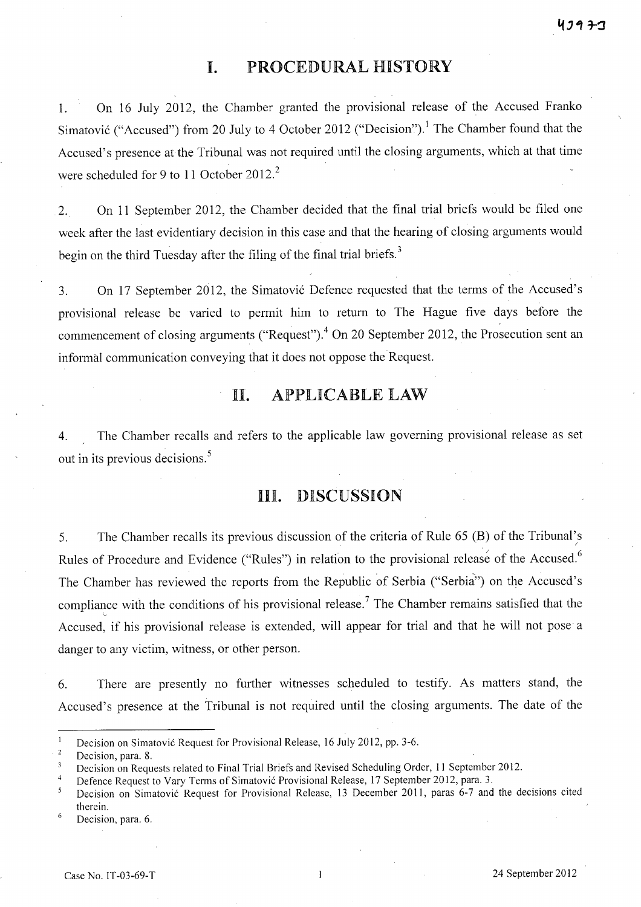# I. PROCEDURAL HISTORY

1. On 16 July 2012, the Chamber granted the provisional release of the Accused Franko Simatović ("Accused") from 20 July to 4 October 2012 ("Decision").[1] The Chamber found that the Accused's presence at the Tribunal was not required until the closing arguments, which at that time were scheduled for 9 to 11 October 2012.[2]

2. On 11 September 2012, the Chamber decided that the final trial briefs would be filed one week after the last evidentiary decision in this case and that the hearing of closing arguments would begin on the third Tuesday after the filing of the final trial briefs.[3]

3. On 17 September 2012, the Simatović Defence requested that the terms of the Accused's provisional release be varied to permit him to return to The Hague five days before the commencement of closing arguments ("Request").[4] On 20 September 2012, the Prosecution sent an informal communication conveying that it does not oppose the Request.

# II. APPLICABLE LAW

4. The Chamber recalls and refers to the applicable law governing provisional release as set out in its previous decisions.[5]

# III. DISCUSSION

5. The Chamber recalls its previous discussion of the criteria of Rule 65 (B) of the Tribunal's Rules of Procedure and Evidence ("Rules") in relation to the provisional release of the Accused.[6] The Chamber has reviewed the reports from the Republic of Serbia ("Serbia") on the Accused's compliance with the conditions of his provisional release.[7] The Chamber remains satisfied that the Accused, if his provisional release is extended, will appear for trial and that he will not pose a danger to any victim, witness, or other person.

6. There are presently no further witnesses scheduled to testify. As matters stand, the Accused's presence at the Tribunal is not required until the closing arguments. The date of the

---

[1] Decision on Simatović Request for Provisional Release, 16 July 2012, pp. 3-6.

[2] Decision, para. 8.

[3] Decision on Requests related to Final Trial Briefs and Revised Scheduling Order, 11 September 2012.

[4] Defence Request to Vary Terms of Simatović Provisional Release, 17 September 2012, para. 3.

[5] Decision on Simatović Request for Provisional Release, 13 December 2011, paras 6-7 and the decisions cited therein.

[6] Decision, para. 6.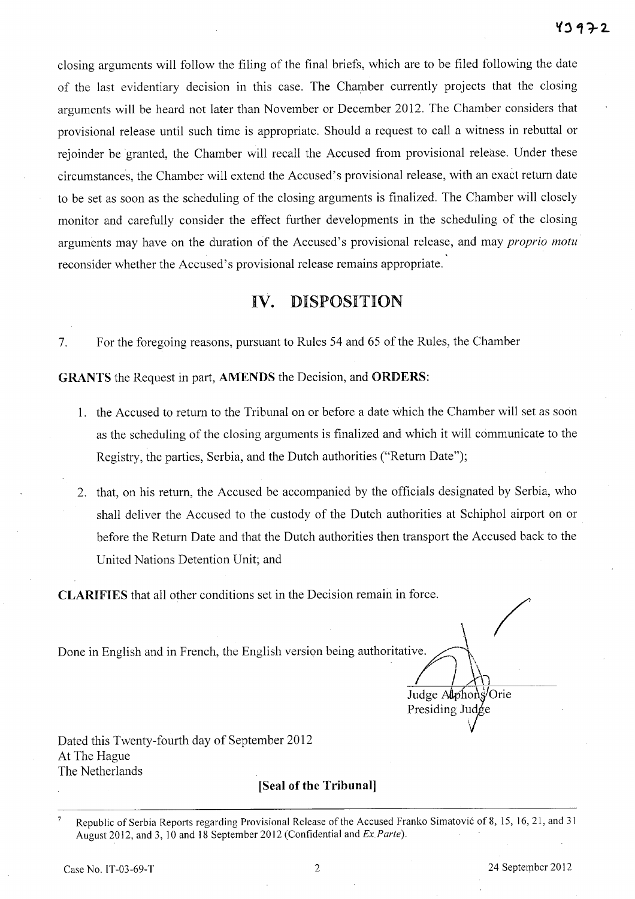closing arguments will follow the filing of the final briefs, which are to be filed following the date of the last evidentiary decision in this case. The Chamber currently projects that the closing arguments will be heard not later than November or December 2012. The Chamber considers that provisional release until such time is appropriate. Should a request to call a witness in rebuttal or rejoinder be granted, the Chamber will recall the Accused from provisional release. Under these circumstances, the Chamber will extend the Accused's provisional release, with an exact return date to be set as soon as the scheduling of the closing arguments is finalized. The Chamber will closely monitor and carefully consider the effect further developments in the scheduling of the closing arguments may have on the duration of the Accused's provisional release, and may *proprio motu* reconsider whether the Accused's provisional release remains appropriate.

## IV. DISPOSITION

7. For the foregoing reasons, pursuant to Rules 54 and 65 of the Rules, the Chamber

**GRANTS** the Request in part, **AMENDS** the Decision, and **ORDERS**:

1. the Accused to return to the Tribunal on or before a date which the Chamber will set as soon as the scheduling of the closing arguments is finalized and which it will communicate to the Registry, the parties, Serbia, and the Dutch authorities ("Return Date");
2. that, on his return, the Accused be accompanied by the officials designated by Serbia, who shall deliver the Accused to the custody of the Dutch authorities at Schiphol airport on or before the Return Date and that the Dutch authorities then transport the Accused back to the United Nations Detention Unit; and

**CLARIFIES** that all other conditions set in the Decision remain in force.

Done in English and in French, the English version being authoritative.

Judge Alphons Orie
Presiding Judge

Dated this Twenty-fourth day of September 2012
At The Hague
The Netherlands

**[Seal of the Tribunal]**

[7] Republic of Serbia Reports regarding Provisional Release of the Accused Franko Simatović of 8, 15, 16, 21, and 31 August 2012, and 3, 10 and 18 September 2012 (Confidential and *Ex Parte*).